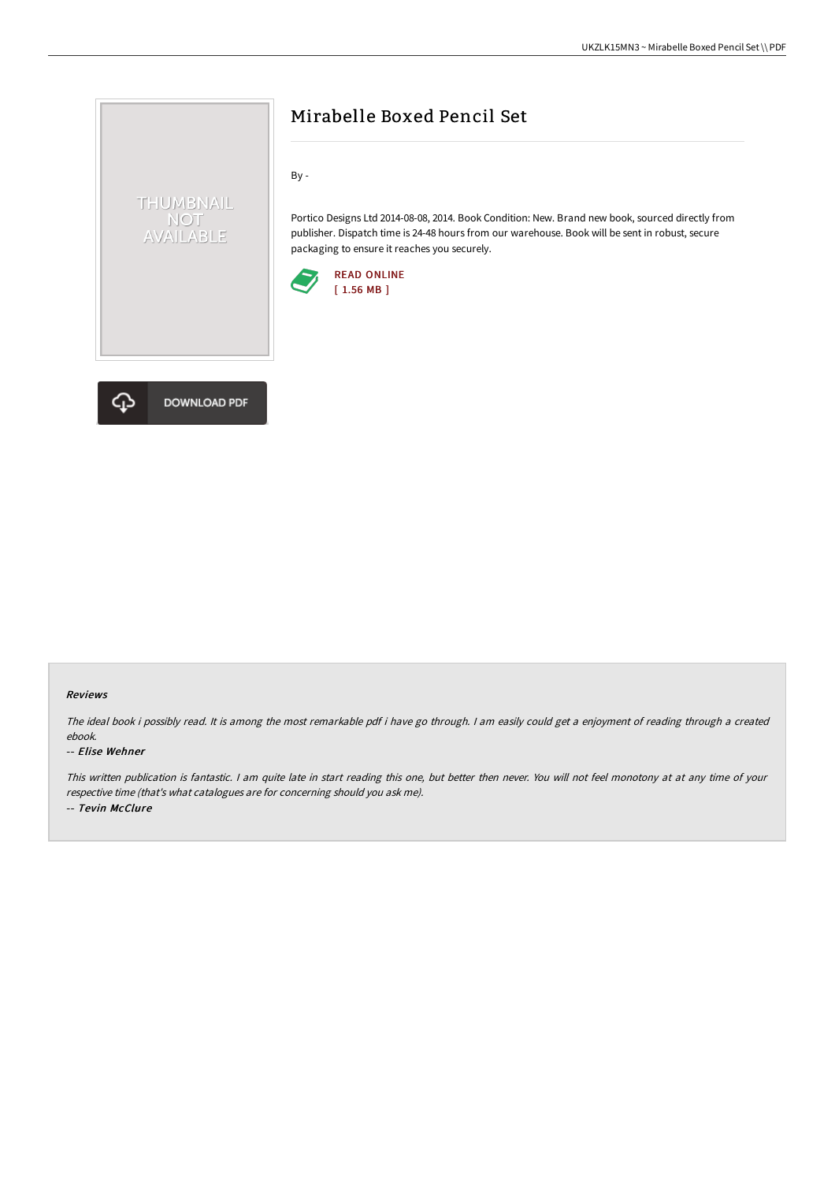# Mirabelle Boxed Pencil Set

By -

Portico Designs Ltd 2014-08-08, 2014. Book Condition: New. Brand new book, sourced directly from publisher. Dispatch time is 24-48 hours from our warehouse. Book will be sent in robust, secure packaging to ensure it reaches you securely.

READ ONLINE
[ 1.56 MB ]

DOWNLOAD PDF

### Reviews

*The ideal book i possibly read. It is among the most remarkable pdf i have go through. I am easily could get a enjoyment of reading through a created ebook.*

*-- Elise Wehner*

*This written publication is fantastic. I am quite late in start reading this one, but better then never. You will not feel monotony at at any time of your respective time (that's what catalogues are for concerning should you ask me).*

*-- Tevin McClure*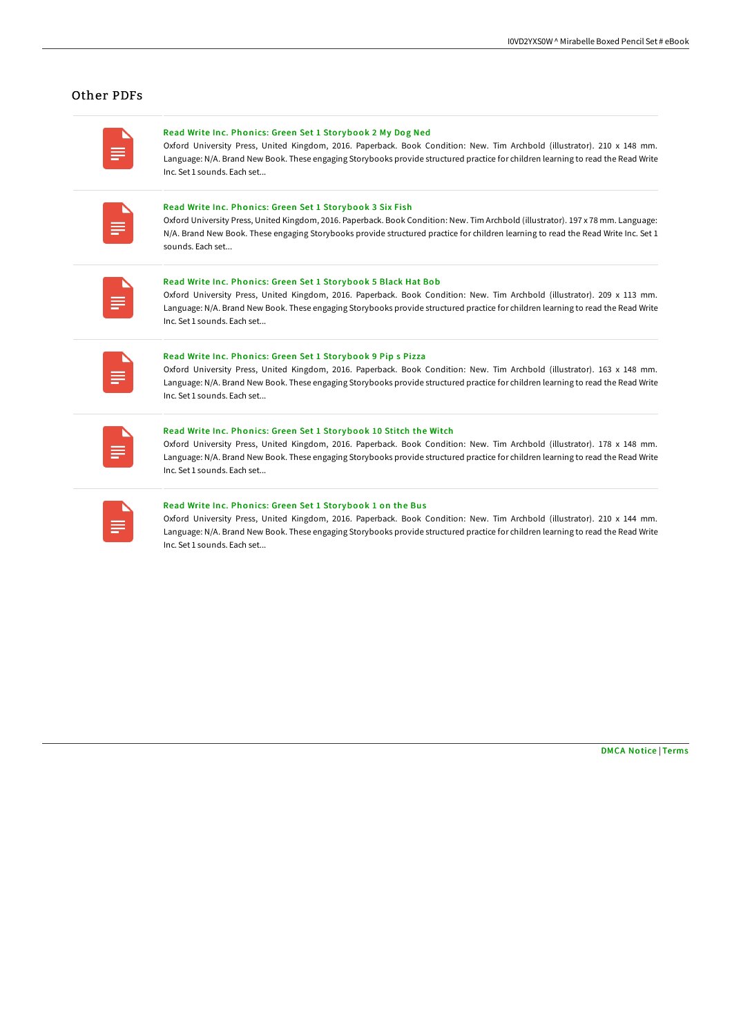## Other PDFs

### Read Write Inc. Phonics: Green Set 1 Storybook 2 My Dog Ned

Oxford University Press, United Kingdom, 2016. Paperback. Book Condition: New. Tim Archbold (illustrator). 210 x 148 mm. Language: N/A. Brand New Book. These engaging Storybooks provide structured practice for children learning to read the Read Write Inc. Set 1 sounds. Each set...

### Read Write Inc. Phonics: Green Set 1 Storybook 3 Six Fish

Oxford University Press, United Kingdom, 2016. Paperback. Book Condition: New. Tim Archbold (illustrator). 197 x 78 mm. Language: N/A. Brand New Book. These engaging Storybooks provide structured practice for children learning to read the Read Write Inc. Set 1 sounds. Each set...

### Read Write Inc. Phonics: Green Set 1 Storybook 5 Black Hat Bob

Oxford University Press, United Kingdom, 2016. Paperback. Book Condition: New. Tim Archbold (illustrator). 209 x 113 mm. Language: N/A. Brand New Book. These engaging Storybooks provide structured practice for children learning to read the Read Write Inc. Set 1 sounds. Each set...

### Read Write Inc. Phonics: Green Set 1 Storybook 9 Pip s Pizza

Oxford University Press, United Kingdom, 2016. Paperback. Book Condition: New. Tim Archbold (illustrator). 163 x 148 mm. Language: N/A. Brand New Book. These engaging Storybooks provide structured practice for children learning to read the Read Write Inc. Set 1 sounds. Each set...

### Read Write Inc. Phonics: Green Set 1 Storybook 10 Stitch the Witch

Oxford University Press, United Kingdom, 2016. Paperback. Book Condition: New. Tim Archbold (illustrator). 178 x 148 mm. Language: N/A. Brand New Book. These engaging Storybooks provide structured practice for children learning to read the Read Write Inc. Set 1 sounds. Each set...

### Read Write Inc. Phonics: Green Set 1 Storybook 1 on the Bus

Oxford University Press, United Kingdom, 2016. Paperback. Book Condition: New. Tim Archbold (illustrator). 210 x 144 mm. Language: N/A. Brand New Book. These engaging Storybooks provide structured practice for children learning to read the Read Write Inc. Set 1 sounds. Each set...

DMCA Notice | Terms